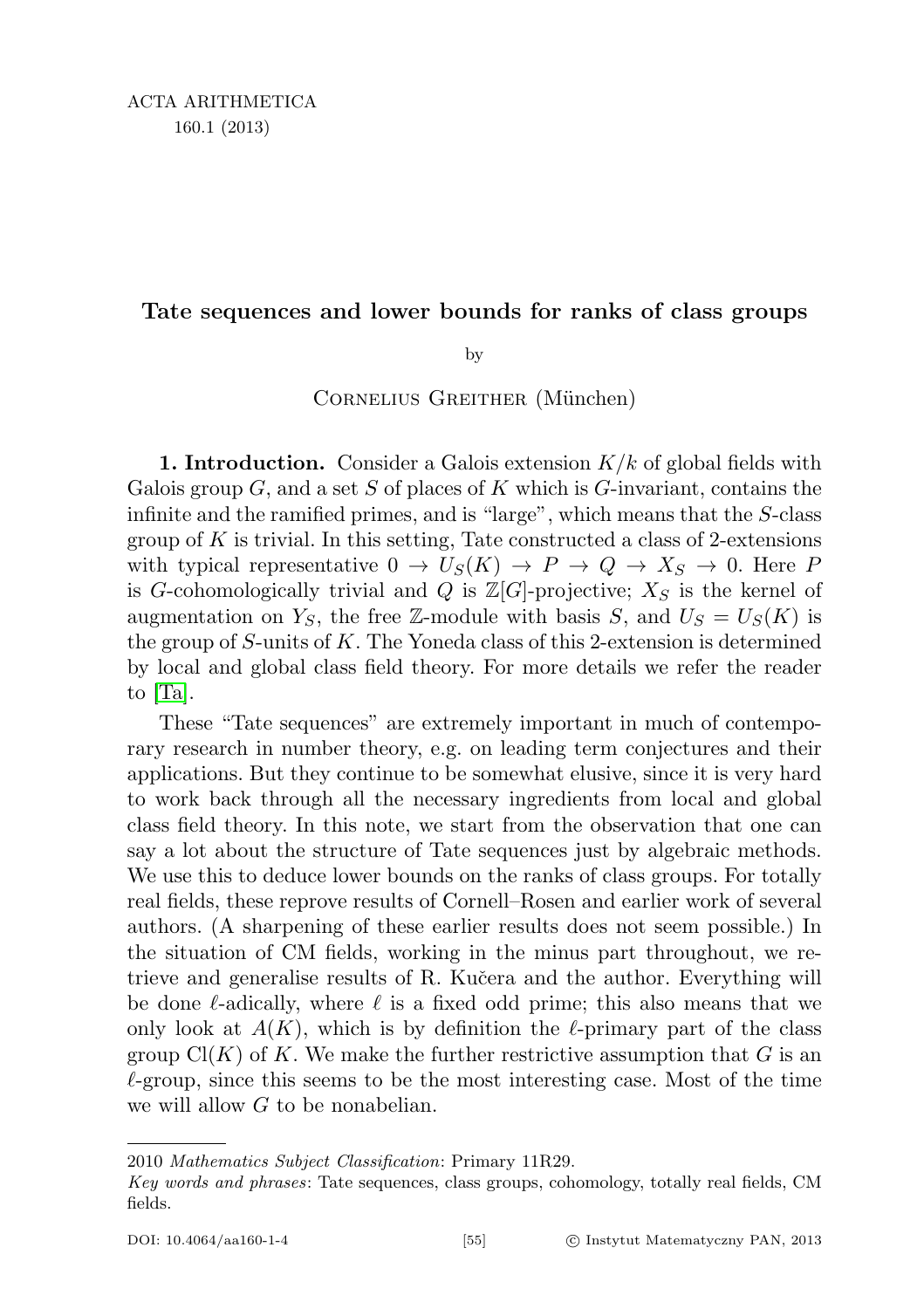# Tate sequences and lower bounds for ranks of class groups

by

Cornelius Greither (München)

**1. Introduction.** Consider a Galois extension $K/k$ of global fields with Galois group $G$, and a set $S$ of places of $K$ which is $G$-invariant, contains the infinite and the ramified primes, and is "large", which means that the $S$-class group of $K$ is trivial. In this setting, Tate constructed a class of 2-extensions with typical representative $0 \to U_S(K) \to P \to Q \to X_S \to 0$. Here $P$ is $G$-cohomologically trivial and $Q$ is $\mathbb{Z}[G]$-projective; $X_S$ is the kernel of augmentation on $Y_S$, the free $\mathbb{Z}$-module with basis $S$, and $U_S = U_S(K)$ is the group of $S$-units of $K$. The Yoneda class of this 2-extension is determined by local and global class field theory. For more details we refer the reader to [Ta].

These "Tate sequences" are extremely important in much of contemporary research in number theory, e.g. on leading term conjectures and their applications. But they continue to be somewhat elusive, since it is very hard to work back through all the necessary ingredients from local and global class field theory. In this note, we start from the observation that one can say a lot about the structure of Tate sequences just by algebraic methods. We use this to deduce lower bounds on the ranks of class groups. For totally real fields, these reprove results of Cornell–Rosen and earlier work of several authors. (A sharpening of these earlier results does not seem possible.) In the situation of CM fields, working in the minus part throughout, we retrieve and generalise results of R. Kučera and the author. Everything will be done $\ell$-adically, where $\ell$ is a fixed odd prime; this also means that we only look at $A(K)$, which is by definition the $\ell$-primary part of the class group $\mathrm{Cl}(K)$ of $K$. We make the further restrictive assumption that $G$ is an $\ell$-group, since this seems to be the most interesting case. Most of the time we will allow $G$ to be nonabelian.

---

2010 *Mathematics Subject Classification*: Primary 11R29.

*Key words and phrases*: Tate sequences, class groups, cohomology, totally real fields, CM fields.

DOI: 10.4064/aa160-1-4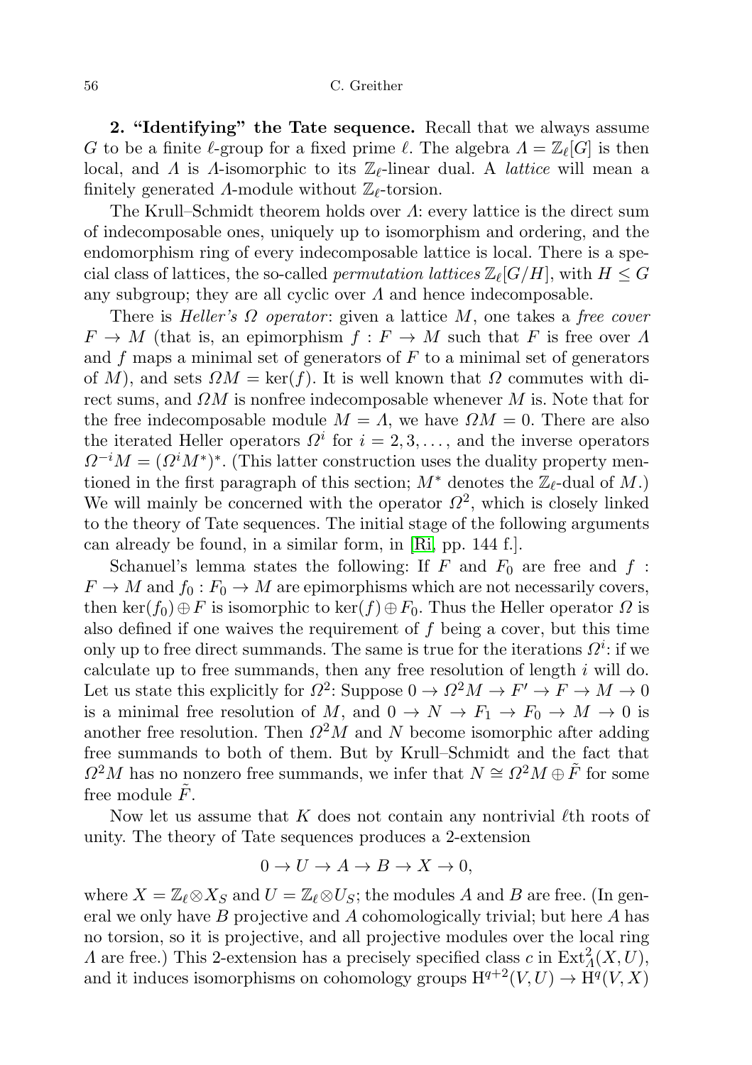**2. "Identifying" the Tate sequence.** Recall that we always assume $G$ to be a finite $\ell$-group for a fixed prime $\ell$. The algebra $\Lambda = \mathbb{Z}_\ell[G]$ is then local, and $\Lambda$ is $\Lambda$-isomorphic to its $\mathbb{Z}_\ell$-linear dual. A *lattice* will mean a finitely generated $\Lambda$-module without $\mathbb{Z}_\ell$-torsion.

The Krull–Schmidt theorem holds over $\Lambda$: every lattice is the direct sum of indecomposable ones, uniquely up to isomorphism and ordering, and the endomorphism ring of every indecomposable lattice is local. There is a special class of lattices, the so-called *permutation lattices* $\mathbb{Z}_\ell[G/H]$, with $H \le G$ any subgroup; they are all cyclic over $\Lambda$ and hence indecomposable.

There is *Heller's $\Omega$ operator*: given a lattice $M$, one takes a *free cover* $F \to M$ (that is, an epimorphism $f : F \to M$ such that $F$ is free over $\Lambda$ and $f$ maps a minimal set of generators of $F$ to a minimal set of generators of $M$), and sets $\Omega M = \ker(f)$. It is well known that $\Omega$ commutes with direct sums, and $\Omega M$ is nonfree indecomposable whenever $M$ is. Note that for the free indecomposable module $M = \Lambda$, we have $\Omega M = 0$. There are also the iterated Heller operators $\Omega^i$ for $i = 2, 3, \ldots$, and the inverse operators $\Omega^{-i} M = (\Omega^i M^*)^*$. (This latter construction uses the duality property mentioned in the first paragraph of this section; $M^*$ denotes the $\mathbb{Z}_\ell$-dual of $M$.) We will mainly be concerned with the operator $\Omega^2$, which is closely linked to the theory of Tate sequences. The initial stage of the following arguments can already be found, in a similar form, in [Ri, pp. 144 f.].

Schanuel's lemma states the following: If $F$ and $F_0$ are free and $f : F \to M$ and $f_0 : F_0 \to M$ are epimorphisms which are not necessarily covers, then $\ker(f_0) \oplus F$ is isomorphic to $\ker(f) \oplus F_0$. Thus the Heller operator $\Omega$ is also defined if one waives the requirement of $f$ being a cover, but this time only up to free direct summands. The same is true for the iterations $\Omega^i$: if we calculate up to free summands, then any free resolution of length $i$ will do. Let us state this explicitly for $\Omega^2$: Suppose $0 \to \Omega^2 M \to F' \to F \to M \to 0$ is a minimal free resolution of $M$, and $0 \to N \to F_1 \to F_0 \to M \to 0$ is another free resolution. Then $\Omega^2 M$ and $N$ become isomorphic after adding free summands to both of them. But by Krull–Schmidt and the fact that $\Omega^2 M$ has no nonzero free summands, we infer that $N \cong \Omega^2 M \oplus \tilde{F}$ for some free module $\tilde{F}$.

Now let us assume that $K$ does not contain any nontrivial $\ell$th roots of unity. The theory of Tate sequences produces a 2-extension

$$0 \to U \to A \to B \to X \to 0,$$

where $X = \mathbb{Z}_\ell \otimes X_S$ and $U = \mathbb{Z}_\ell \otimes U_S$; the modules $A$ and $B$ are free. (In general we only have $B$ projective and $A$ cohomologically trivial; but here $A$ has no torsion, so it is projective, and all projective modules over the local ring $\Lambda$ are free.) This 2-extension has a precisely specified class $c$ in $\mathrm{Ext}^2_\Lambda(X, U)$, and it induces isomorphisms on cohomology groups $\mathrm{H}^{q+2}(V, U) \to \mathrm{H}^q(V, X)$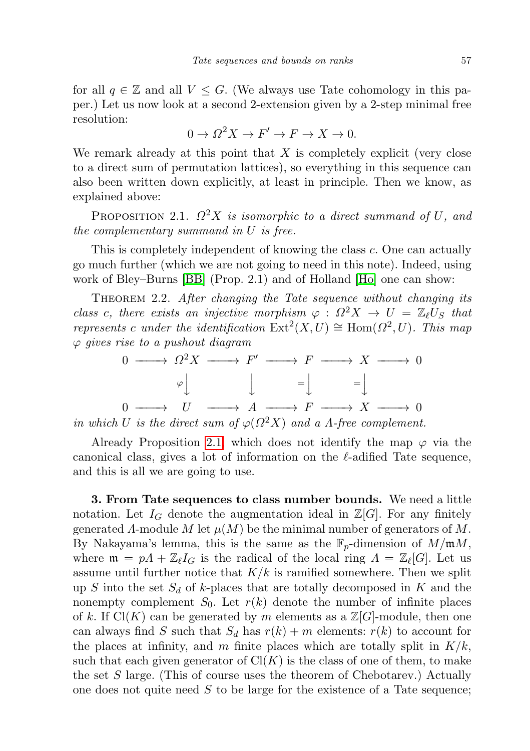for all $q \in \mathbb{Z}$ and all $V \leq G$. (We always use Tate cohomology in this paper.) Let us now look at a second 2-extension given by a 2-step minimal free resolution:

$$0 \to \Omega^2 X \to F' \to F \to X \to 0.$$

We remark already at this point that $X$ is completely explicit (very close to a direct sum of permutation lattices), so everything in this sequence can also been written down explicitly, at least in principle. Then we know, as explained above:

Proposition 2.1. *$\Omega^2 X$ is isomorphic to a direct summand of $U$, and the complementary summand in $U$ is free.*

This is completely independent of knowing the class $c$. One can actually go much further (which we are not going to need in this note). Indeed, using work of Bley–Burns [BB] (Prop. 2.1) and of Holland [Ho] one can show:

Theorem 2.2. *After changing the Tate sequence without changing its class $c$, there exists an injective morphism $\varphi : \Omega^2 X \to U = \mathbb{Z}_\ell U_S$ that represents $c$ under the identification $\mathrm{Ext}^2(X, U) \cong \mathrm{Hom}(\Omega^2, U)$. This map $\varphi$ gives rise to a pushout diagram*

$$\begin{array}{ccccccccc}
0 & \longrightarrow & \Omega^2 X & \longrightarrow & F' & \longrightarrow & F & \longrightarrow & X & \longrightarrow & 0 \\
 & & \varphi\big\downarrow & & \big\downarrow & & =\big\downarrow & & =\big\downarrow & & \\
0 & \longrightarrow & U & \longrightarrow & A & \longrightarrow & F & \longrightarrow & X & \longrightarrow & 0
\end{array}$$

*in which $U$ is the direct sum of $\varphi(\Omega^2 X)$ and a $\Lambda$-free complement.*

Already Proposition 2.1, which does not identify the map $\varphi$ via the canonical class, gives a lot of information on the $\ell$-adified Tate sequence, and this is all we are going to use.

**3. From Tate sequences to class number bounds.** We need a little notation. Let $I_G$ denote the augmentation ideal in $\mathbb{Z}[G]$. For any finitely generated $\Lambda$-module $M$ let $\mu(M)$ be the minimal number of generators of $M$. By Nakayama's lemma, this is the same as the $\mathbb{F}_p$-dimension of $M/\mathfrak{m}M$, where $\mathfrak{m} = p\Lambda + \mathbb{Z}_\ell I_G$ is the radical of the local ring $\Lambda = \mathbb{Z}_\ell[G]$. Let us assume until further notice that $K/k$ is ramified somewhere. Then we split up $S$ into the set $S_d$ of $k$-places that are totally decomposed in $K$ and the nonempty complement $S_0$. Let $r(k)$ denote the number of infinite places of $k$. If $\mathrm{Cl}(K)$ can be generated by $m$ elements as a $\mathbb{Z}[G]$-module, then one can always find $S$ such that $S_d$ has $r(k) + m$ elements: $r(k)$ to account for the places at infinity, and $m$ finite places which are totally split in $K/k$, such that each given generator of $\mathrm{Cl}(K)$ is the class of one of them, to make the set $S$ large. (This of course uses the theorem of Chebotarev.) Actually one does not quite need $S$ to be large for the existence of a Tate sequence;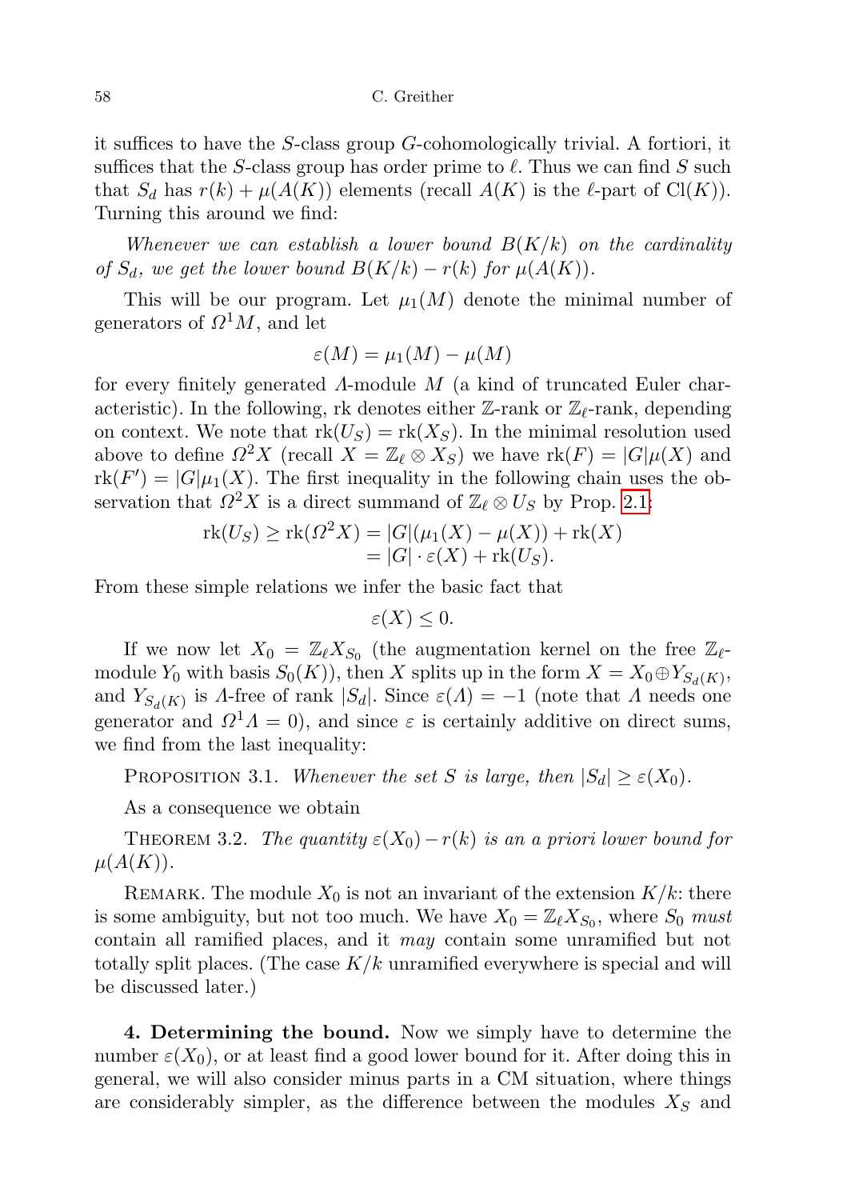it suffices to have the $S$-class group $G$-cohomologically trivial. A fortiori, it suffices that the $S$-class group has order prime to $\ell$. Thus we can find $S$ such that $S_d$ has $r(k) + \mu(A(K))$ elements (recall $A(K)$ is the $\ell$-part of $\mathrm{Cl}(K)$). Turning this around we find:

*Whenever we can establish a lower bound $B(K/k)$ on the cardinality of $S_d$, we get the lower bound $B(K/k) - r(k)$ for $\mu(A(K))$.*

This will be our program. Let $\mu_1(M)$ denote the minimal number of generators of $\Omega^1 M$, and let

$$\varepsilon(M) = \mu_1(M) - \mu(M)$$

for every finitely generated $\Lambda$-module $M$ (a kind of truncated Euler characteristic). In the following, rk denotes either $\mathbb{Z}$-rank or $\mathbb{Z}_\ell$-rank, depending on context. We note that $\mathrm{rk}(U_S) = \mathrm{rk}(X_S)$. In the minimal resolution used above to define $\Omega^2 X$ (recall $X = \mathbb{Z}_\ell \otimes X_S$) we have $\mathrm{rk}(F) = |G|\mu(X)$ and $\mathrm{rk}(F') = |G|\mu_1(X)$. The first inequality in the following chain uses the observation that $\Omega^2 X$ is a direct summand of $\mathbb{Z}_\ell \otimes U_S$ by Prop. 2.1:

$$\begin{aligned}\mathrm{rk}(U_S) \geq \mathrm{rk}(\Omega^2 X) &= |G|(\mu_1(X) - \mu(X)) + \mathrm{rk}(X) \\ &= |G| \cdot \varepsilon(X) + \mathrm{rk}(U_S).\end{aligned}$$

From these simple relations we infer the basic fact that

$$\varepsilon(X) \leq 0.$$

If we now let $X_0 = \mathbb{Z}_\ell X_{S_0}$ (the augmentation kernel on the free $\mathbb{Z}_\ell$-module $Y_0$ with basis $S_0(K)$), then $X$ splits up in the form $X = X_0 \oplus Y_{S_d(K)}$, and $Y_{S_d(K)}$ is $\Lambda$-free of rank $|S_d|$. Since $\varepsilon(\Lambda) = -1$ (note that $\Lambda$ needs one generator and $\Omega^1 \Lambda = 0$), and since $\varepsilon$ is certainly additive on direct sums, we find from the last inequality:

Proposition 3.1. *Whenever the set $S$ is large, then $|S_d| \geq \varepsilon(X_0)$.*

As a consequence we obtain

Theorem 3.2. *The quantity $\varepsilon(X_0) - r(k)$ is an a priori lower bound for $\mu(A(K))$.*

Remark. The module $X_0$ is not an invariant of the extension $K/k$: there is some ambiguity, but not too much. We have $X_0 = \mathbb{Z}_\ell X_{S_0}$, where $S_0$ *must* contain all ramified places, and it *may* contain some unramified but not totally split places. (The case $K/k$ unramified everywhere is special and will be discussed later.)

**4. Determining the bound.** Now we simply have to determine the number $\varepsilon(X_0)$, or at least find a good lower bound for it. After doing this in general, we will also consider minus parts in a CM situation, where things are considerably simpler, as the difference between the modules $X_S$ and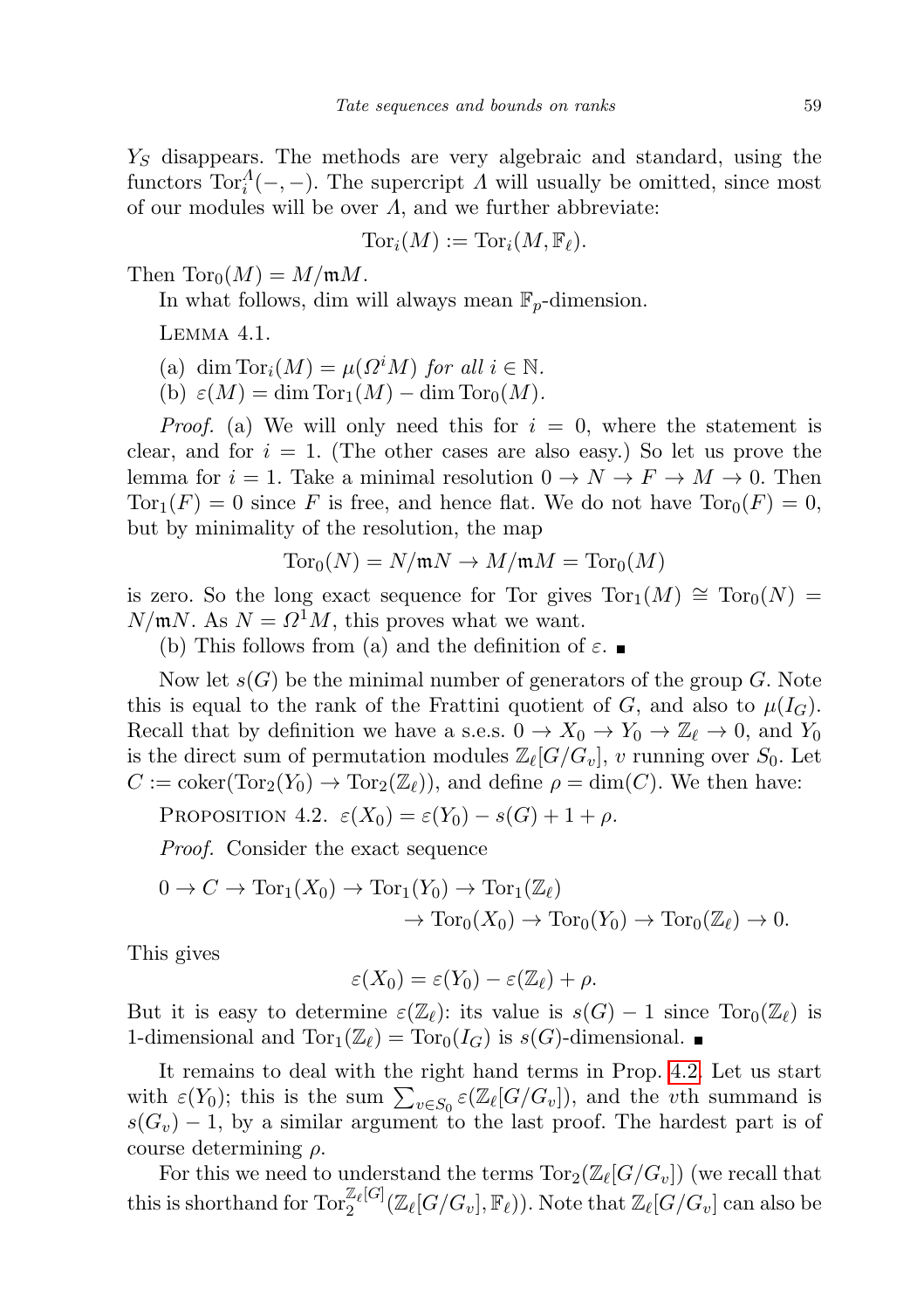$Y_S$ disappears. The methods are very algebraic and standard, using the functors $\mathrm{Tor}_i^{\Lambda}(-,-)$. The supercript $\Lambda$ will usually be omitted, since most of our modules will be over $\Lambda$, and we further abbreviate:

$$\mathrm{Tor}_i(M) := \mathrm{Tor}_i(M, \mathbb{F}_\ell).$$

Then $\mathrm{Tor}_0(M) = M/\mathfrak{m}M$.

In what follows, dim will always mean $\mathbb{F}_p$-dimension.

Lemma 4.1.

(a) $\dim \mathrm{Tor}_i(M) = \mu(\Omega^i M)$ *for all* $i \in \mathbb{N}$.

(b) $\varepsilon(M) = \dim \mathrm{Tor}_1(M) - \dim \mathrm{Tor}_0(M)$.

*Proof.* (a) We will only need this for $i = 0$, where the statement is clear, and for $i = 1$. (The other cases are also easy.) So let us prove the lemma for $i = 1$. Take a minimal resolution $0 \to N \to F \to M \to 0$. Then $\mathrm{Tor}_1(F) = 0$ since $F$ is free, and hence flat. We do not have $\mathrm{Tor}_0(F) = 0$, but by minimality of the resolution, the map

$$\mathrm{Tor}_0(N) = N/\mathfrak{m}N \to M/\mathfrak{m}M = \mathrm{Tor}_0(M)$$

is zero. So the long exact sequence for Tor gives $\mathrm{Tor}_1(M) \cong \mathrm{Tor}_0(N) = N/\mathfrak{m}N$. As $N = \Omega^1 M$, this proves what we want.

(b) This follows from (a) and the definition of $\varepsilon$. ∎

Now let $s(G)$ be the minimal number of generators of the group $G$. Note this is equal to the rank of the Frattini quotient of $G$, and also to $\mu(I_G)$. Recall that by definition we have a s.e.s. $0 \to X_0 \to Y_0 \to \mathbb{Z}_\ell \to 0$, and $Y_0$ is the direct sum of permutation modules $\mathbb{Z}_\ell[G/G_v]$, $v$ running over $S_0$. Let $C := \mathrm{coker}(\mathrm{Tor}_2(Y_0) \to \mathrm{Tor}_2(\mathbb{Z}_\ell))$, and define $\rho = \dim(C)$. We then have:

Proposition 4.2. $\varepsilon(X_0) = \varepsilon(Y_0) - s(G) + 1 + \rho$.

*Proof.* Consider the exact sequence

$$\begin{aligned} 0 \to C \to \mathrm{Tor}_1(X_0) \to \mathrm{Tor}_1(Y_0) \to \mathrm{Tor}_1(\mathbb{Z}_\ell) \\ \to \mathrm{Tor}_0(X_0) \to \mathrm{Tor}_0(Y_0) \to \mathrm{Tor}_0(\mathbb{Z}_\ell) \to 0. \end{aligned}$$

This gives

$$\varepsilon(X_0) = \varepsilon(Y_0) - \varepsilon(\mathbb{Z}_\ell) + \rho.$$

But it is easy to determine $\varepsilon(\mathbb{Z}_\ell)$: its value is $s(G) - 1$ since $\mathrm{Tor}_0(\mathbb{Z}_\ell)$ is 1-dimensional and $\mathrm{Tor}_1(\mathbb{Z}_\ell) = \mathrm{Tor}_0(I_G)$ is $s(G)$-dimensional. ∎

It remains to deal with the right hand terms in Prop. 4.2. Let us start with $\varepsilon(Y_0)$; this is the sum $\sum_{v \in S_0} \varepsilon(\mathbb{Z}_\ell[G/G_v])$, and the $v$th summand is $s(G_v) - 1$, by a similar argument to the last proof. The hardest part is of course determining $\rho$.

For this we need to understand the terms $\mathrm{Tor}_2(\mathbb{Z}_\ell[G/G_v])$ (we recall that this is shorthand for $\mathrm{Tor}_2^{\mathbb{Z}_\ell[G]}(\mathbb{Z}_\ell[G/G_v], \mathbb{F}_\ell)$). Note that $\mathbb{Z}_\ell[G/G_v]$ can also be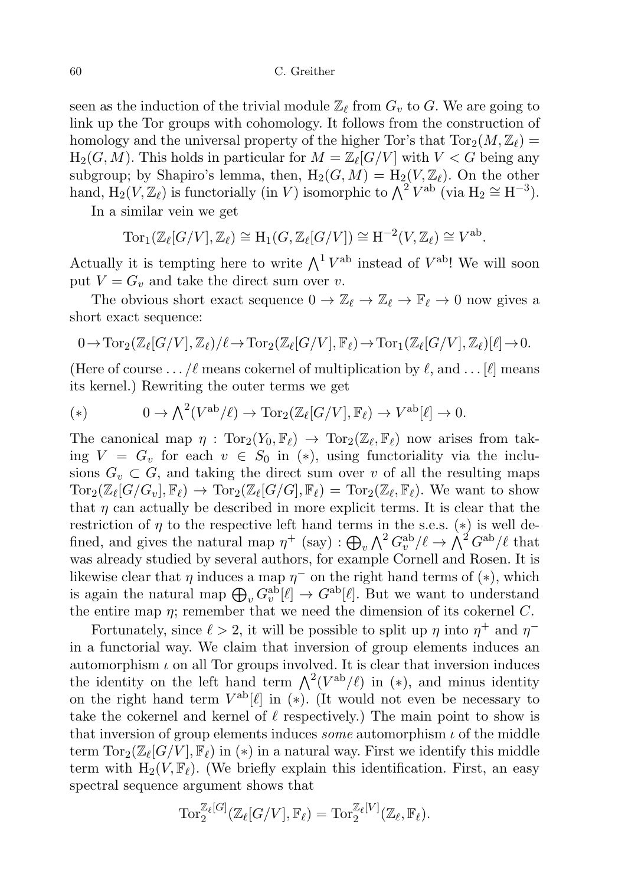seen as the induction of the trivial module $\mathbb{Z}_\ell$ from $G_v$ to $G$. We are going to link up the Tor groups with cohomology. It follows from the construction of homology and the universal property of the higher Tor's that $\mathrm{Tor}_2(M, \mathbb{Z}_\ell) = \mathrm{H}_2(G, M)$. This holds in particular for $M = \mathbb{Z}_\ell[G/V]$ with $V < G$ being any subgroup; by Shapiro's lemma, then, $\mathrm{H}_2(G, M) = \mathrm{H}_2(V, \mathbb{Z}_\ell)$. On the other hand, $\mathrm{H}_2(V, \mathbb{Z}_\ell)$ is functorially (in $V$) isomorphic to $\bigwedge^2 V^{\mathrm{ab}}$ (via $\mathrm{H}_2 \cong \mathrm{H}^{-3}$).

In a similar vein we get

$$\mathrm{Tor}_1(\mathbb{Z}_\ell[G/V], \mathbb{Z}_\ell) \cong \mathrm{H}_1(G, \mathbb{Z}_\ell[G/V]) \cong \mathrm{H}^{-2}(V, \mathbb{Z}_\ell) \cong V^{\mathrm{ab}}.$$

Actually it is tempting here to write $\bigwedge^1 V^{\mathrm{ab}}$ instead of $V^{\mathrm{ab}}$! We will soon put $V = G_v$ and take the direct sum over $v$.

The obvious short exact sequence $0 \to \mathbb{Z}_\ell \to \mathbb{Z}_\ell \to \mathbb{F}_\ell \to 0$ now gives a short exact sequence:

$$0 \to \mathrm{Tor}_2(\mathbb{Z}_\ell[G/V], \mathbb{Z}_\ell)/\ell \to \mathrm{Tor}_2(\mathbb{Z}_\ell[G/V], \mathbb{F}_\ell) \to \mathrm{Tor}_1(\mathbb{Z}_\ell[G/V], \mathbb{Z}_\ell)[\ell] \to 0.$$

(Here of course $\ldots/\ell$ means cokernel of multiplication by $\ell$, and $\ldots[\ell]$ means its kernel.) Rewriting the outer terms we get

$$(*) \qquad 0 \to \textstyle\bigwedge^2(V^{\mathrm{ab}}/\ell) \to \mathrm{Tor}_2(\mathbb{Z}_\ell[G/V], \mathbb{F}_\ell) \to V^{\mathrm{ab}}[\ell] \to 0.$$

The canonical map $\eta : \mathrm{Tor}_2(Y_0, \mathbb{F}_\ell) \to \mathrm{Tor}_2(\mathbb{Z}_\ell, \mathbb{F}_\ell)$ now arises from taking $V = G_v$ for each $v \in S_0$ in $(*)$, using functoriality via the inclusions $G_v \subset G$, and taking the direct sum over $v$ of all the resulting maps $\mathrm{Tor}_2(\mathbb{Z}_\ell[G/G_v], \mathbb{F}_\ell) \to \mathrm{Tor}_2(\mathbb{Z}_\ell[G/G], \mathbb{F}_\ell) = \mathrm{Tor}_2(\mathbb{Z}_\ell, \mathbb{F}_\ell)$. We want to show that $\eta$ can actually be described in more explicit terms. It is clear that the restriction of $\eta$ to the respective left hand terms in the s.e.s. $(*)$ is well defined, and gives the natural map $\eta^+$ (say) : $\bigoplus_v \bigwedge^2 G_v^{\mathrm{ab}}/\ell \to \bigwedge^2 G^{\mathrm{ab}}/\ell$ that was already studied by several authors, for example Cornell and Rosen. It is likewise clear that $\eta$ induces a map $\eta^-$ on the right hand terms of $(*)$, which is again the natural map $\bigoplus_v G_v^{\mathrm{ab}}[\ell] \to G^{\mathrm{ab}}[\ell]$. But we want to understand the entire map $\eta$; remember that we need the dimension of its cokernel $C$.

Fortunately, since $\ell > 2$, it will be possible to split up $\eta$ into $\eta^+$ and $\eta^-$ in a functorial way. We claim that inversion of group elements induces an automorphism $\iota$ on all Tor groups involved. It is clear that inversion induces the identity on the left hand term $\bigwedge^2(V^{\mathrm{ab}}/\ell)$ in $(*)$, and minus identity on the right hand term $V^{\mathrm{ab}}[\ell]$ in $(*)$. (It would not even be necessary to take the cokernel and kernel of $\ell$ respectively.) The main point to show is that inversion of group elements induces *some* automorphism $\iota$ of the middle term $\mathrm{Tor}_2(\mathbb{Z}_\ell[G/V], \mathbb{F}_\ell)$ in $(*)$ in a natural way. First we identify this middle term with $\mathrm{H}_2(V, \mathbb{F}_\ell)$. (We briefly explain this identification. First, an easy spectral sequence argument shows that

$$\mathrm{Tor}_2^{\mathbb{Z}_\ell[G]}(\mathbb{Z}_\ell[G/V], \mathbb{F}_\ell) = \mathrm{Tor}_2^{\mathbb{Z}_\ell[V]}(\mathbb{Z}_\ell, \mathbb{F}_\ell).$$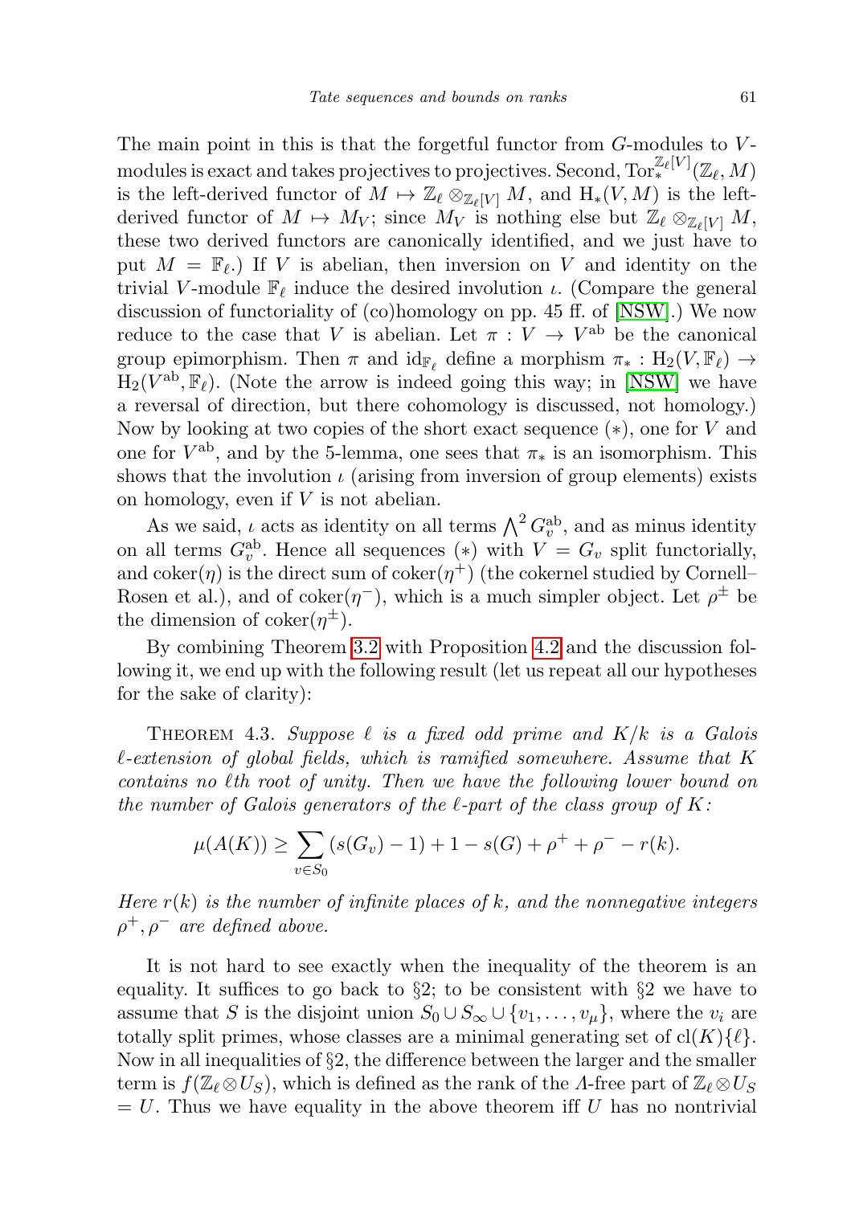The main point in this is that the forgetful functor from $G$-modules to $V$-modules is exact and takes projectives to projectives. Second, $\mathrm{Tor}_*^{\mathbb{Z}_\ell[V]}(\mathbb{Z}_\ell, M)$ is the left-derived functor of $M \mapsto \mathbb{Z}_\ell \otimes_{\mathbb{Z}_\ell[V]} M$, and $\mathrm{H}_*(V, M)$ is the left-derived functor of $M \mapsto M_V$; since $M_V$ is nothing else but $\mathbb{Z}_\ell \otimes_{\mathbb{Z}_\ell[V]} M$, these two derived functors are canonically identified, and we just have to put $M = \mathbb{F}_\ell$.) If $V$ is abelian, then inversion on $V$ and identity on the trivial $V$-module $\mathbb{F}_\ell$ induce the desired involution $\iota$. (Compare the general discussion of functoriality of (co)homology on pp. 45 ff. of [NSW].) We now reduce to the case that $V$ is abelian. Let $\pi : V \to V^{\mathrm{ab}}$ be the canonical group epimorphism. Then $\pi$ and $\mathrm{id}_{\mathbb{F}_\ell}$ define a morphism $\pi_* : \mathrm{H}_2(V, \mathbb{F}_\ell) \to \mathrm{H}_2(V^{\mathrm{ab}}, \mathbb{F}_\ell)$. (Note the arrow is indeed going this way; in [NSW] we have a reversal of direction, but there cohomology is discussed, not homology.) Now by looking at two copies of the short exact sequence $(*)$, one for $V$ and one for $V^{\mathrm{ab}}$, and by the 5-lemma, one sees that $\pi_*$ is an isomorphism. This shows that the involution $\iota$ (arising from inversion of group elements) exists on homology, even if $V$ is not abelian.

As we said, $\iota$ acts as identity on all terms $\bigwedge^2 G_v^{\mathrm{ab}}$, and as minus identity on all terms $G_v^{\mathrm{ab}}$. Hence all sequences $(*)$ with $V = G_v$ split functorially, and $\mathrm{coker}(\eta)$ is the direct sum of $\mathrm{coker}(\eta^+)$ (the cokernel studied by Cornell–Rosen et al.), and of $\mathrm{coker}(\eta^-)$, which is a much simpler object. Let $\rho^\pm$ be the dimension of $\mathrm{coker}(\eta^\pm)$.

By combining Theorem 3.2 with Proposition 4.2 and the discussion following it, we end up with the following result (let us repeat all our hypotheses for the sake of clarity):

THEOREM 4.3. *Suppose $\ell$ is a fixed odd prime and $K/k$ is a Galois $\ell$-extension of global fields, which is ramified somewhere. Assume that $K$ contains no $\ell$th root of unity. Then we have the following lower bound on the number of Galois generators of the $\ell$-part of the class group of $K$:*

$$\mu(A(K)) \geq \sum_{v \in S_0} (s(G_v) - 1) + 1 - s(G) + \rho^+ + \rho^- - r(k).$$

*Here $r(k)$ is the number of infinite places of $k$, and the nonnegative integers $\rho^+, \rho^-$ are defined above.*

It is not hard to see exactly when the inequality of the theorem is an equality. It suffices to go back to §2; to be consistent with §2 we have to assume that $S$ is the disjoint union $S_0 \cup S_\infty \cup \{v_1, \ldots, v_\mu\}$, where the $v_i$ are totally split primes, whose classes are a minimal generating set of $\mathrm{cl}(K)\{\ell\}$. Now in all inequalities of §2, the difference between the larger and the smaller term is $f(\mathbb{Z}_\ell \otimes U_S)$, which is defined as the rank of the $\Lambda$-free part of $\mathbb{Z}_\ell \otimes U_S$ $= U$. Thus we have equality in the above theorem iff $U$ has no nontrivial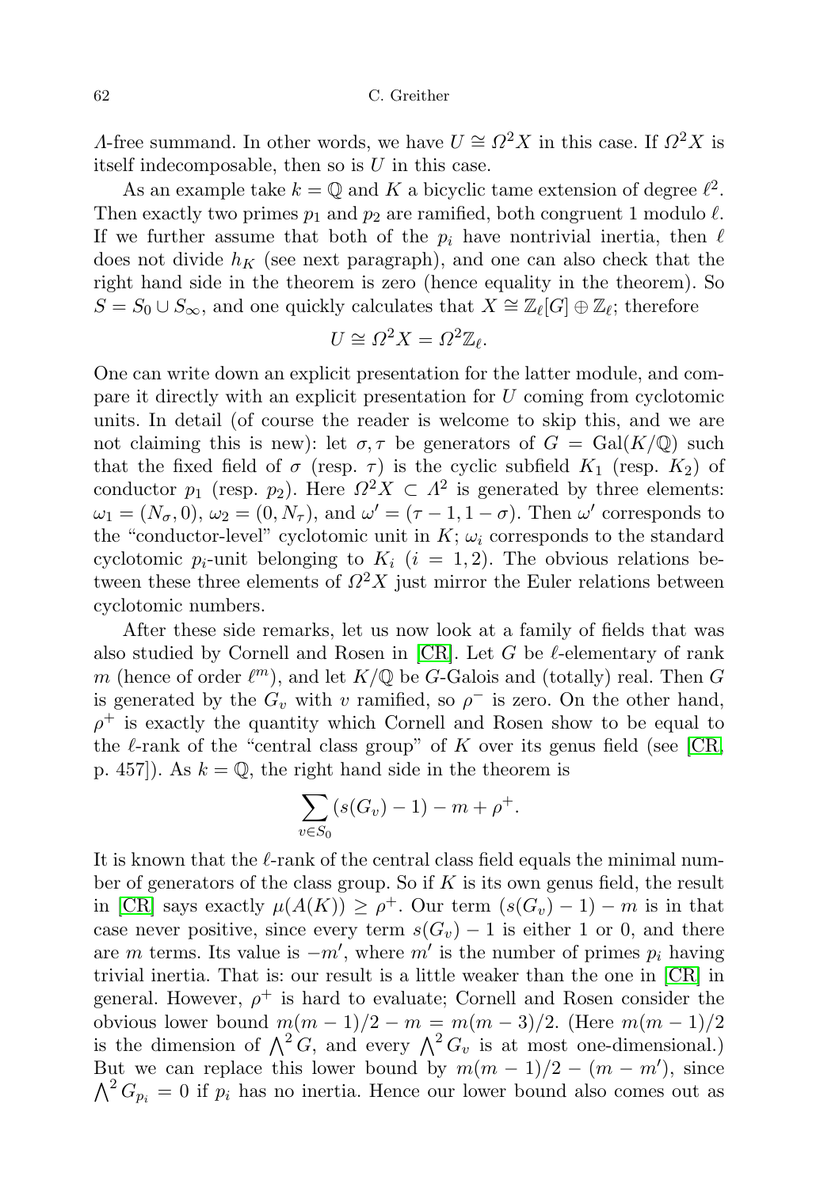$\Lambda$-free summand. In other words, we have $U \cong \Omega^2 X$ in this case. If $\Omega^2 X$ is itself indecomposable, then so is $U$ in this case.

As an example take $k = \mathbb{Q}$ and $K$ a bicyclic tame extension of degree $\ell^2$. Then exactly two primes $p_1$ and $p_2$ are ramified, both congruent 1 modulo $\ell$. If we further assume that both of the $p_i$ have nontrivial inertia, then $\ell$ does not divide $h_K$ (see next paragraph), and one can also check that the right hand side in the theorem is zero (hence equality in the theorem). So $S = S_0 \cup S_\infty$, and one quickly calculates that $X \cong \mathbb{Z}_\ell[G] \oplus \mathbb{Z}_\ell$; therefore

$$U \cong \Omega^2 X = \Omega^2 \mathbb{Z}_\ell.$$

One can write down an explicit presentation for the latter module, and compare it directly with an explicit presentation for $U$ coming from cyclotomic units. In detail (of course the reader is welcome to skip this, and we are not claiming this is new): let $\sigma, \tau$ be generators of $G = \mathrm{Gal}(K/\mathbb{Q})$ such that the fixed field of $\sigma$ (resp. $\tau$) is the cyclic subfield $K_1$ (resp. $K_2$) of conductor $p_1$ (resp. $p_2$). Here $\Omega^2 X \subset \Lambda^2$ is generated by three elements: $\omega_1 = (N_\sigma, 0)$, $\omega_2 = (0, N_\tau)$, and $\omega' = (\tau - 1, 1 - \sigma)$. Then $\omega'$ corresponds to the "conductor-level" cyclotomic unit in $K$; $\omega_i$ corresponds to the standard cyclotomic $p_i$-unit belonging to $K_i$ ($i = 1, 2$). The obvious relations between these three elements of $\Omega^2 X$ just mirror the Euler relations between cyclotomic numbers.

After these side remarks, let us now look at a family of fields that was also studied by Cornell and Rosen in [CR]. Let $G$ be $\ell$-elementary of rank $m$ (hence of order $\ell^m$), and let $K/\mathbb{Q}$ be $G$-Galois and (totally) real. Then $G$ is generated by the $G_v$ with $v$ ramified, so $\rho^-$ is zero. On the other hand, $\rho^+$ is exactly the quantity which Cornell and Rosen show to be equal to the $\ell$-rank of the "central class group" of $K$ over its genus field (see [CR, p. 457]). As $k = \mathbb{Q}$, the right hand side in the theorem is

$$\sum_{v \in S_0} (s(G_v) - 1) - m + \rho^+.$$

It is known that the $\ell$-rank of the central class field equals the minimal number of generators of the class group. So if $K$ is its own genus field, the result in [CR] says exactly $\mu(A(K)) \geq \rho^+$. Our term $(s(G_v) - 1) - m$ is in that case never positive, since every term $s(G_v) - 1$ is either 1 or 0, and there are $m$ terms. Its value is $-m'$, where $m'$ is the number of primes $p_i$ having trivial inertia. That is: our result is a little weaker than the one in [CR] in general. However, $\rho^+$ is hard to evaluate; Cornell and Rosen consider the obvious lower bound $m(m-1)/2 - m = m(m-3)/2$. (Here $m(m-1)/2$ is the dimension of $\bigwedge^2 G$, and every $\bigwedge^2 G_v$ is at most one-dimensional.) But we can replace this lower bound by $m(m-1)/2 - (m - m')$, since $\bigwedge^2 G_{p_i} = 0$ if $p_i$ has no inertia. Hence our lower bound also comes out as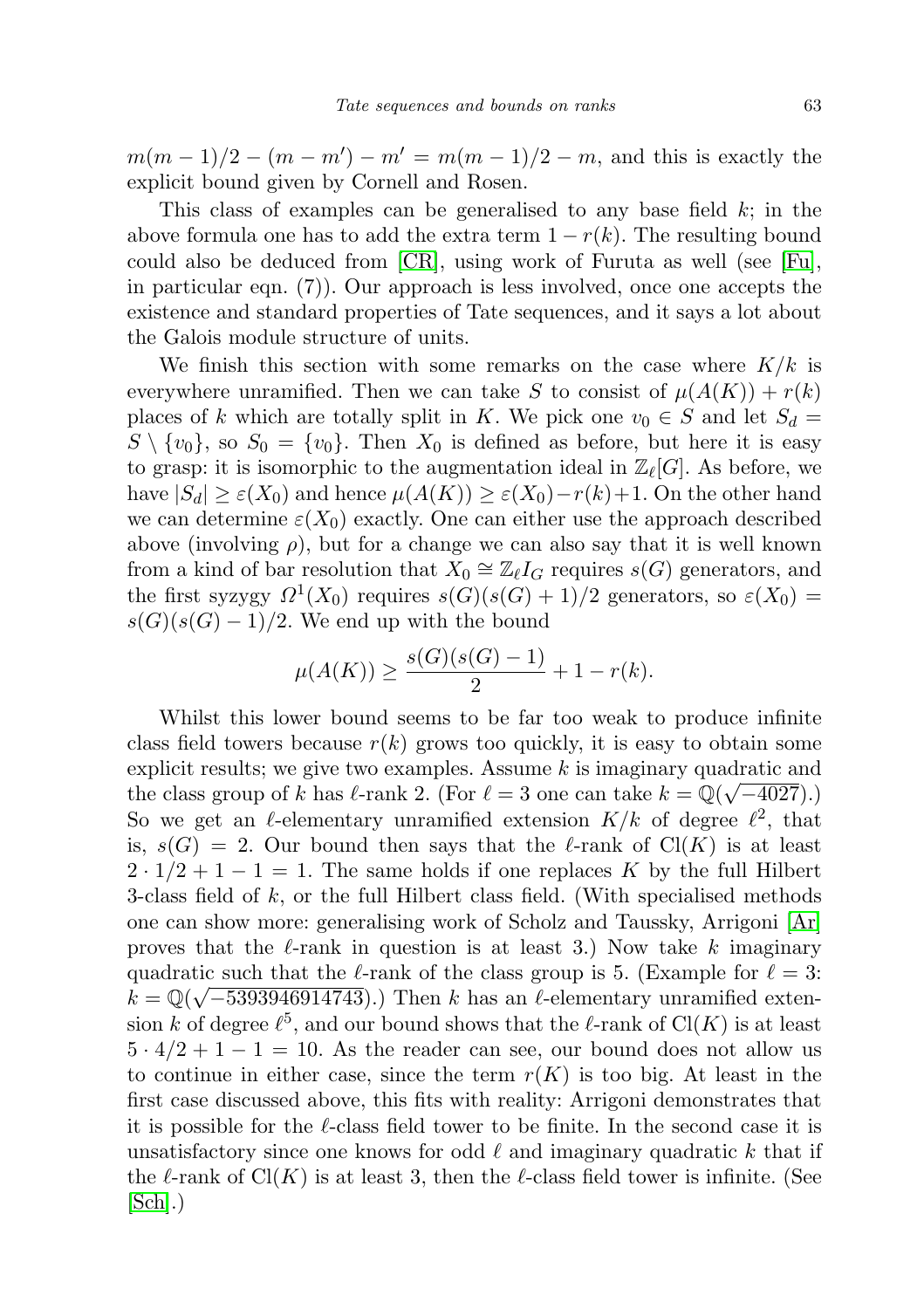$m(m-1)/2 - (m - m') - m' = m(m-1)/2 - m$, and this is exactly the explicit bound given by Cornell and Rosen.

This class of examples can be generalised to any base field $k$; in the above formula one has to add the extra term $1 - r(k)$. The resulting bound could also be deduced from [CR], using work of Furuta as well (see [Fu], in particular eqn. (7)). Our approach is less involved, once one accepts the existence and standard properties of Tate sequences, and it says a lot about the Galois module structure of units.

We finish this section with some remarks on the case where $K/k$ is everywhere unramified. Then we can take $S$ to consist of $\mu(A(K)) + r(k)$ places of $k$ which are totally split in $K$. We pick one $v_0 \in S$ and let $S_d = S \setminus \{v_0\}$, so $S_0 = \{v_0\}$. Then $X_0$ is defined as before, but here it is easy to grasp: it is isomorphic to the augmentation ideal in $\mathbb{Z}_\ell[G]$. As before, we have $|S_d| \geq \varepsilon(X_0)$ and hence $\mu(A(K)) \geq \varepsilon(X_0) - r(k) + 1$. On the other hand we can determine $\varepsilon(X_0)$ exactly. One can either use the approach described above (involving $\rho$), but for a change we can also say that it is well known from a kind of bar resolution that $X_0 \cong \mathbb{Z}_\ell I_G$ requires $s(G)$ generators, and the first syzygy $\Omega^1(X_0)$ requires $s(G)(s(G)+1)/2$ generators, so $\varepsilon(X_0) = s(G)(s(G)-1)/2$. We end up with the bound

$$\mu(A(K)) \geq \frac{s(G)(s(G)-1)}{2} + 1 - r(k).$$

Whilst this lower bound seems to be far too weak to produce infinite class field towers because $r(k)$ grows too quickly, it is easy to obtain some explicit results; we give two examples. Assume $k$ is imaginary quadratic and the class group of $k$ has $\ell$-rank 2. (For $\ell = 3$ one can take $k = \mathbb{Q}(\sqrt{-4027})$.) So we get an $\ell$-elementary unramified extension $K/k$ of degree $\ell^2$, that is, $s(G) = 2$. Our bound then says that the $\ell$-rank of $\mathrm{Cl}(K)$ is at least $2 \cdot 1/2 + 1 - 1 = 1$. The same holds if one replaces $K$ by the full Hilbert 3-class field of $k$, or the full Hilbert class field. (With specialised methods one can show more: generalising work of Scholz and Taussky, Arrigoni [Ar] proves that the $\ell$-rank in question is at least 3.) Now take $k$ imaginary quadratic such that the $\ell$-rank of the class group is 5. (Example for $\ell = 3$: $k = \mathbb{Q}(\sqrt{-5393946914743})$.) Then $k$ has an $\ell$-elementary unramified extension $k$ of degree $\ell^5$, and our bound shows that the $\ell$-rank of $\mathrm{Cl}(K)$ is at least $5 \cdot 4/2 + 1 - 1 = 10$. As the reader can see, our bound does not allow us to continue in either case, since the term $r(K)$ is too big. At least in the first case discussed above, this fits with reality: Arrigoni demonstrates that it is possible for the $\ell$-class field tower to be finite. In the second case it is unsatisfactory since one knows for odd $\ell$ and imaginary quadratic $k$ that if the $\ell$-rank of $\mathrm{Cl}(K)$ is at least 3, then the $\ell$-class field tower is infinite. (See [Sch].)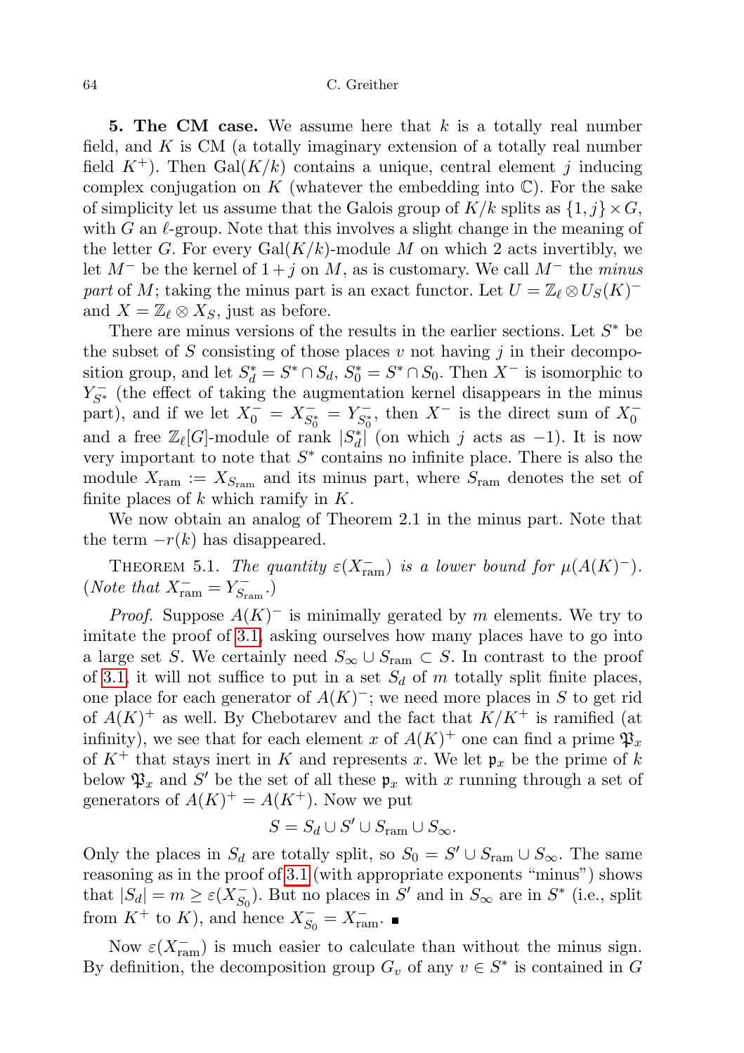**5. The CM case.** We assume here that $k$ is a totally real number field, and $K$ is CM (a totally imaginary extension of a totally real number field $K^+$). Then $\mathrm{Gal}(K/k)$ contains a unique, central element $j$ inducing complex conjugation on $K$ (whatever the embedding into $\mathbb{C}$). For the sake of simplicity let us assume that the Galois group of $K/k$ splits as $\{1, j\} \times G$, with $G$ an $\ell$-group. Note that this involves a slight change in the meaning of the letter $G$. For every $\mathrm{Gal}(K/k)$-module $M$ on which 2 acts invertibly, we let $M^-$ be the kernel of $1 + j$ on $M$, as is customary. We call $M^-$ the *minus part* of $M$; taking the minus part is an exact functor. Let $U = \mathbb{Z}_\ell \otimes U_S(K)^-$ and $X = \mathbb{Z}_\ell \otimes X_S$, just as before.

There are minus versions of the results in the earlier sections. Let $S^*$ be the subset of $S$ consisting of those places $v$ not having $j$ in their decomposition group, and let $S_d^* = S^* \cap S_d$, $S_0^* = S^* \cap S_0$. Then $X^-$ is isomorphic to $Y_{S^*}^-$ (the effect of taking the augmentation kernel disappears in the minus part), and if we let $X_0^- = X_{S_0^*}^- = Y_{S_0^*}^-$, then $X^-$ is the direct sum of $X_0^-$ and a free $\mathbb{Z}_\ell[G]$-module of rank $|S_d^*|$ (on which $j$ acts as $-1$). It is now very important to note that $S^*$ contains no infinite place. There is also the module $X_{\mathrm{ram}} := X_{S_{\mathrm{ram}}}$ and its minus part, where $S_{\mathrm{ram}}$ denotes the set of finite places of $k$ which ramify in $K$.

We now obtain an analog of Theorem 2.1 in the minus part. Note that the term $-r(k)$ has disappeared.

Theorem 5.1. *The quantity $\varepsilon(X_{\mathrm{ram}}^-)$ is a lower bound for $\mu(A(K)^-)$. (Note that $X_{\mathrm{ram}}^- = Y_{S_{\mathrm{ram}}}^-$.)*

*Proof.* Suppose $A(K)^-$ is minimally gerated by $m$ elements. We try to imitate the proof of 3.1, asking ourselves how many places have to go into a large set $S$. We certainly need $S_\infty \cup S_{\mathrm{ram}} \subset S$. In contrast to the proof of 3.1, it will not suffice to put in a set $S_d$ of $m$ totally split finite places, one place for each generator of $A(K)^-$; we need more places in $S$ to get rid of $A(K)^+$ as well. By Chebotarev and the fact that $K/K^+$ is ramified (at infinity), we see that for each element $x$ of $A(K)^+$ one can find a prime $\mathfrak{P}_x$ of $K^+$ that stays inert in $K$ and represents $x$. We let $\mathfrak{p}_x$ be the prime of $k$ below $\mathfrak{P}_x$ and $S'$ be the set of all these $\mathfrak{p}_x$ with $x$ running through a set of generators of $A(K)^+ = A(K^+)$. Now we put

$$S = S_d \cup S' \cup S_{\mathrm{ram}} \cup S_\infty.$$

Only the places in $S_d$ are totally split, so $S_0 = S' \cup S_{\mathrm{ram}} \cup S_\infty$. The same reasoning as in the proof of 3.1 (with appropriate exponents "minus") shows that $|S_d| = m \geq \varepsilon(X_{S_0}^-)$. But no places in $S'$ and in $S_\infty$ are in $S^*$ (i.e., split from $K^+$ to $K$), and hence $X_{S_0}^- = X_{\mathrm{ram}}^-$. ■

Now $\varepsilon(X_{\mathrm{ram}}^-)$ is much easier to calculate than without the minus sign. By definition, the decomposition group $G_v$ of any $v \in S^*$ is contained in $G$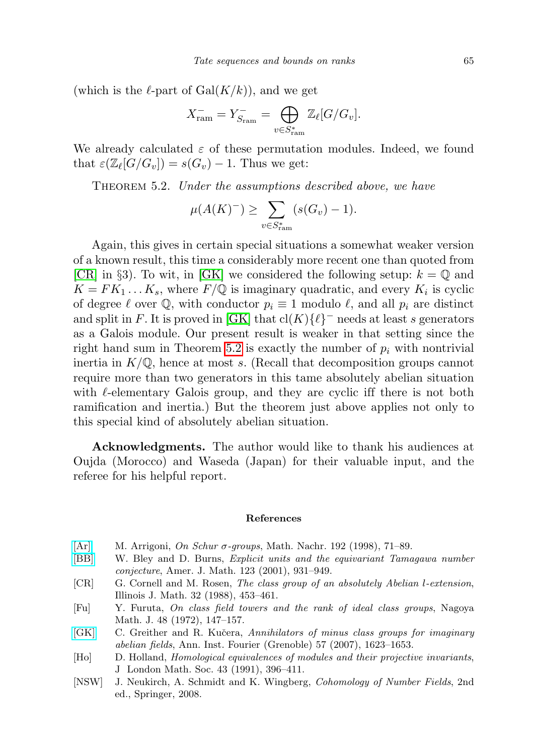(which is the $\ell$-part of $\mathrm{Gal}(K/k)$), and we get

$$X_{\mathrm{ram}}^- = Y_{S_{\mathrm{ram}}}^- = \bigoplus_{v \in S_{\mathrm{ram}}^*} \mathbb{Z}_\ell[G/G_v].$$

We already calculated $\varepsilon$ of these permutation modules. Indeed, we found that $\varepsilon(\mathbb{Z}_\ell[G/G_v]) = s(G_v) - 1$. Thus we get:

THEOREM 5.2. *Under the assumptions described above, we have*

$$\mu(A(K)^-) \geq \sum_{v \in S_{\mathrm{ram}}^*} (s(G_v) - 1).$$

Again, this gives in certain special situations a somewhat weaker version of a known result, this time a considerably more recent one than quoted from [CR] in §3). To wit, in [GK] we considered the following setup: $k = \mathbb{Q}$ and $K = FK_1 \dots K_s$, where $F/\mathbb{Q}$ is imaginary quadratic, and every $K_i$ is cyclic of degree $\ell$ over $\mathbb{Q}$, with conductor $p_i \equiv 1$ modulo $\ell$, and all $p_i$ are distinct and split in $F$. It is proved in [GK] that $\mathrm{cl}(K)\{\ell\}^-$ needs at least $s$ generators as a Galois module. Our present result is weaker in that setting since the right hand sum in Theorem 5.2 is exactly the number of $p_i$ with nontrivial inertia in $K/\mathbb{Q}$, hence at most $s$. (Recall that decomposition groups cannot require more than two generators in this tame absolutely abelian situation with $\ell$-elementary Galois group, and they are cyclic iff there is not both ramification and inertia.) But the theorem just above applies not only to this special kind of absolutely abelian situation.

**Acknowledgments.** The author would like to thank his audiences at Oujda (Morocco) and Waseda (Japan) for their valuable input, and the referee for his helpful report.

## References

- [Ar] M. Arrigoni, *On Schur σ-groups*, Math. Nachr. 192 (1998), 71–89.
- [BB] W. Bley and D. Burns, *Explicit units and the equivariant Tamagawa number conjecture*, Amer. J. Math. 123 (2001), 931–949.
- [CR] G. Cornell and M. Rosen, *The class group of an absolutely Abelian l-extension*, Illinois J. Math. 32 (1988), 453–461.
- [Fu] Y. Furuta, *On class field towers and the rank of ideal class groups*, Nagoya Math. J. 48 (1972), 147–157.
- [GK] C. Greither and R. Kučera, *Annihilators of minus class groups for imaginary abelian fields*, Ann. Inst. Fourier (Grenoble) 57 (2007), 1623–1653.
- [Ho] D. Holland, *Homological equivalences of modules and their projective invariants*, J London Math. Soc. 43 (1991), 396–411.
- [NSW] J. Neukirch, A. Schmidt and K. Wingberg, *Cohomology of Number Fields*, 2nd ed., Springer, 2008.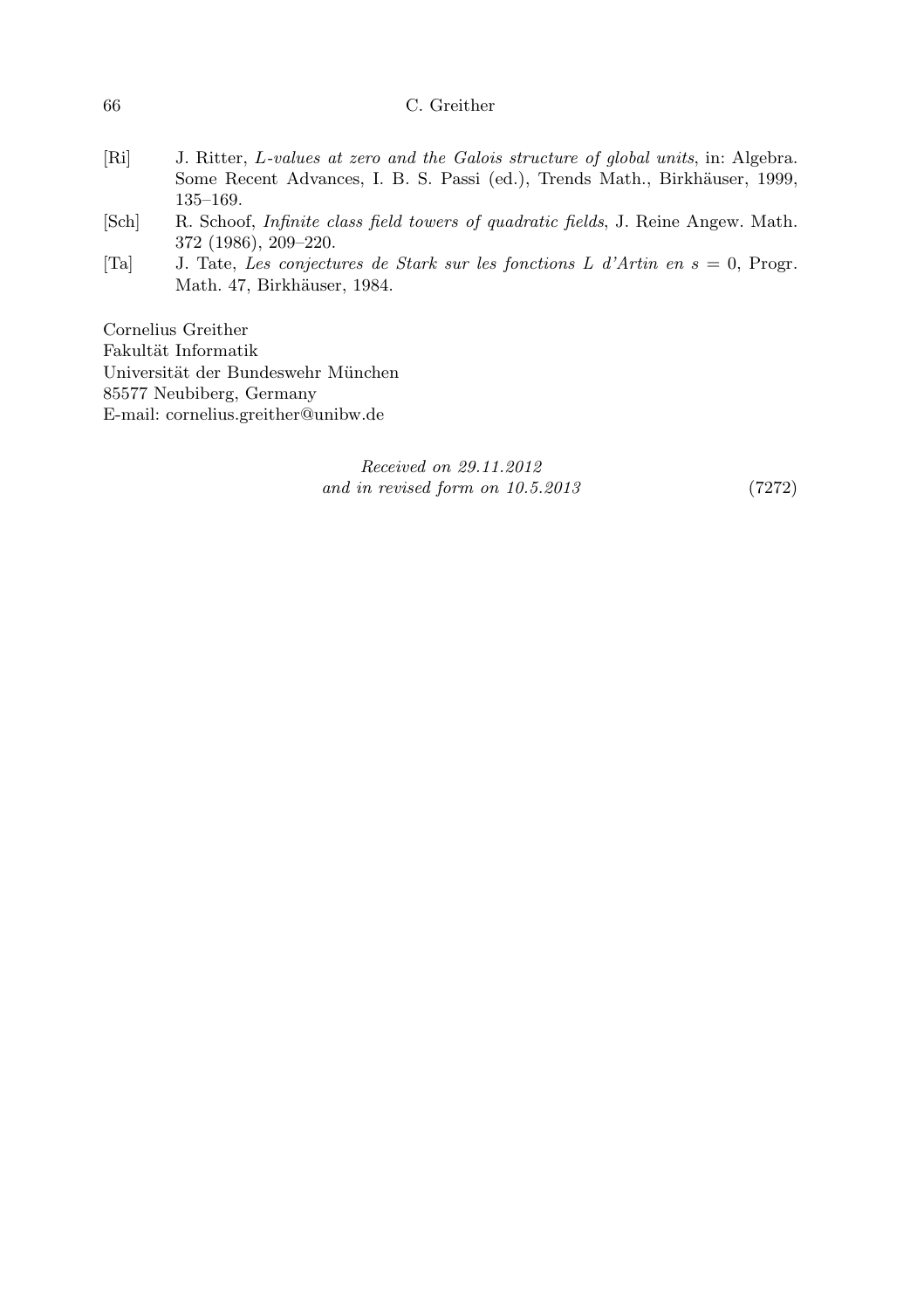[Ri] J. Ritter, *L-values at zero and the Galois structure of global units*, in: Algebra. Some Recent Advances, I. B. S. Passi (ed.), Trends Math., Birkhäuser, 1999, 135–169.

[Sch] R. Schoof, *Infinite class field towers of quadratic fields*, J. Reine Angew. Math. 372 (1986), 209–220.

[Ta] J. Tate, *Les conjectures de Stark sur les fonctions L d'Artin en $s = 0$*, Progr. Math. 47, Birkhäuser, 1984.

Cornelius Greither
Fakultät Informatik
Universität der Bundeswehr München
85577 Neubiberg, Germany
E-mail: cornelius.greither@unibw.de

*Received on 29.11.2012*
*and in revised form on 10.5.2013* (7272)